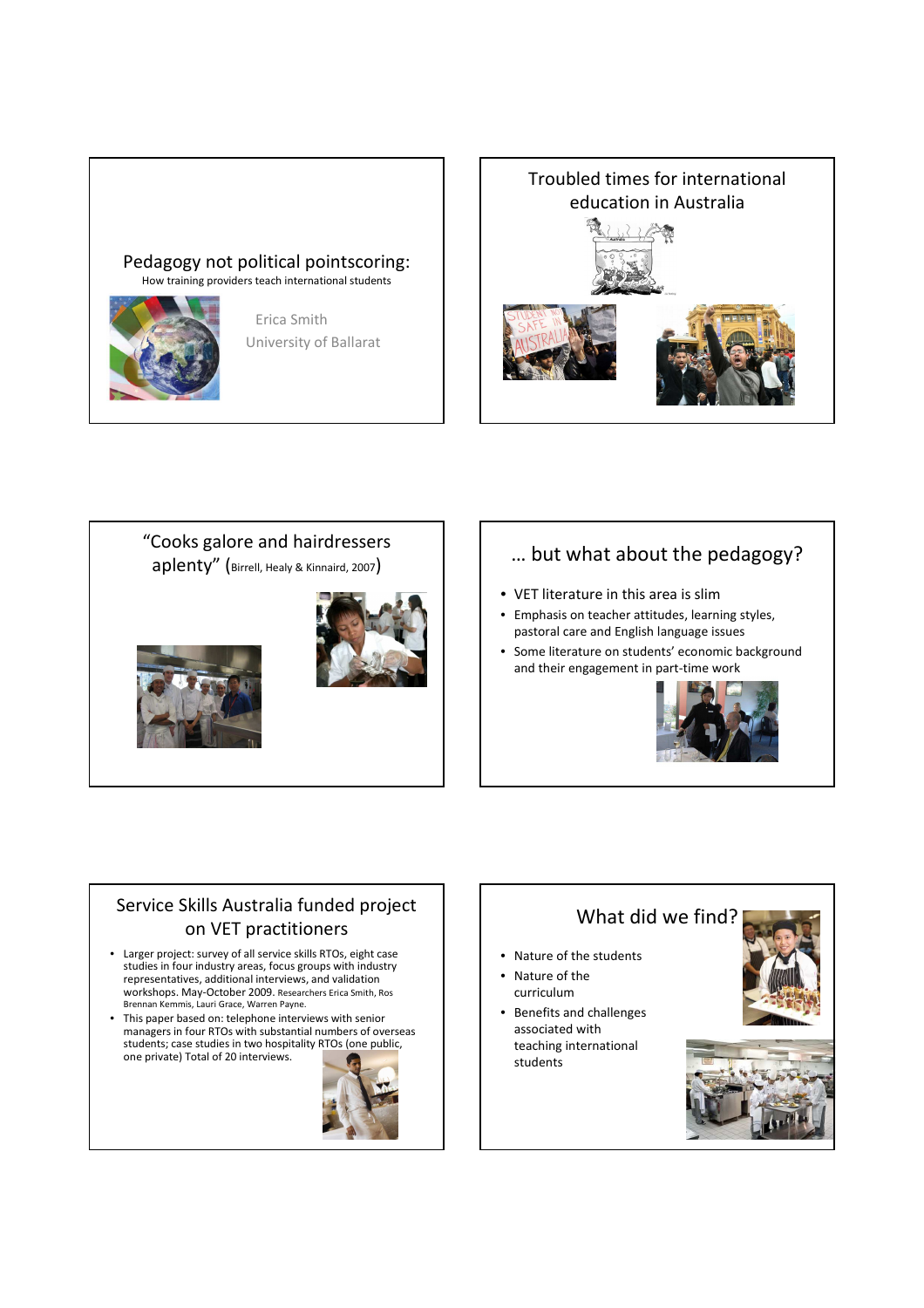## Pedagogy not political pointscoring:

How training providers teach international students

Erica Smith

University of Ballarat

## Troubled times for international education in Australia

## "Cooks galore and hairdressers aplenty" (Birrell, Healy & Kinnaird, 2007)

## … but what about the pedagogy?

- VET literature in this area is slim
- Emphasis on teacher attitudes, learning styles, pastoral care and English language issues
- Some literature on students' economic background and their engagement in part-time work

## Service Skills Australia funded project on VET practitioners

- Larger project: survey of all service skills RTOs, eight case studies in four industry areas, focus groups with industry representatives, additional interviews, and validation workshops. May-October 2009. Researchers Erica Smith, Ros Brennan Kemmis, Lauri Grace, Warren Payne.
- This paper based on: telephone interviews with senior managers in four RTOs with substantial numbers of overseas students; case studies in two hospitality RTOs (one public, one private) Total of 20 interviews.

## What did we find?

- Nature of the students
- Nature of the curriculum
- Benefits and challenges associated with teaching international students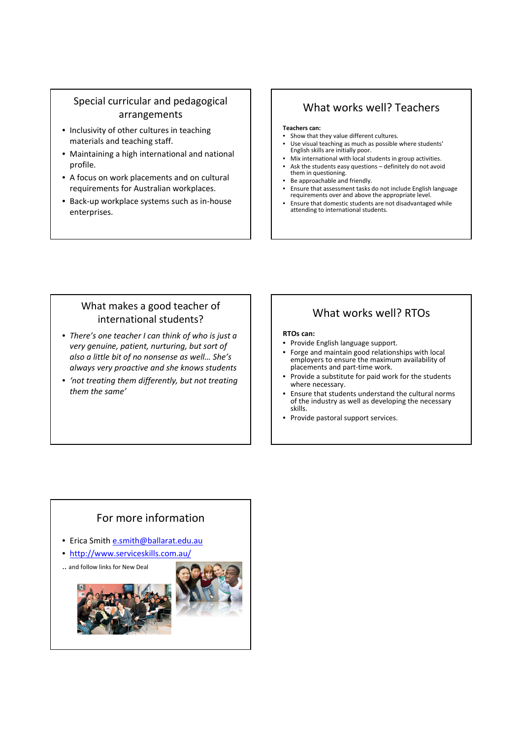## Special curricular and pedagogical arrangements

- Inclusivity of other cultures in teaching materials and teaching staff.
- Maintaining a high international and national profile.
- A focus on work placements and on cultural requirements for Australian workplaces.
- Back-up workplace systems such as in-house enterprises.

## What works well? Teachers

**Teachers can:**

- Show that they value different cultures.
- Use visual teaching as much as possible where students' English skills are initially poor.
- Mix international with local students in group activities.
- Ask the students easy questions – definitely do not avoid them in questioning.
- Be approachable and friendly.
- Ensure that assessment tasks do not include English language requirements over and above the appropriate level.
- Ensure that domestic students are not disadvantaged while attending to international students.

## What makes a good teacher of international students?

- *There's one teacher I can think of who is just a very genuine, patient, nurturing, but sort of also a little bit of no nonsense as well… She's always very proactive and she knows students*
- *'not treating them differently, but not treating them the same'*

## What works well? RTOs

**RTOs can:**

- Provide English language support.
- Forge and maintain good relationships with local employers to ensure the maximum availability of placements and part-time work.
- Provide a substitute for paid work for the students where necessary.
- Ensure that students understand the cultural norms of the industry as well as developing the necessary skills.
- Provide pastoral support services.

## For more information

- Erica Smith e.smith@ballarat.edu.au
- http://www.serviceskills.com.au/

.. and follow links for New Deal